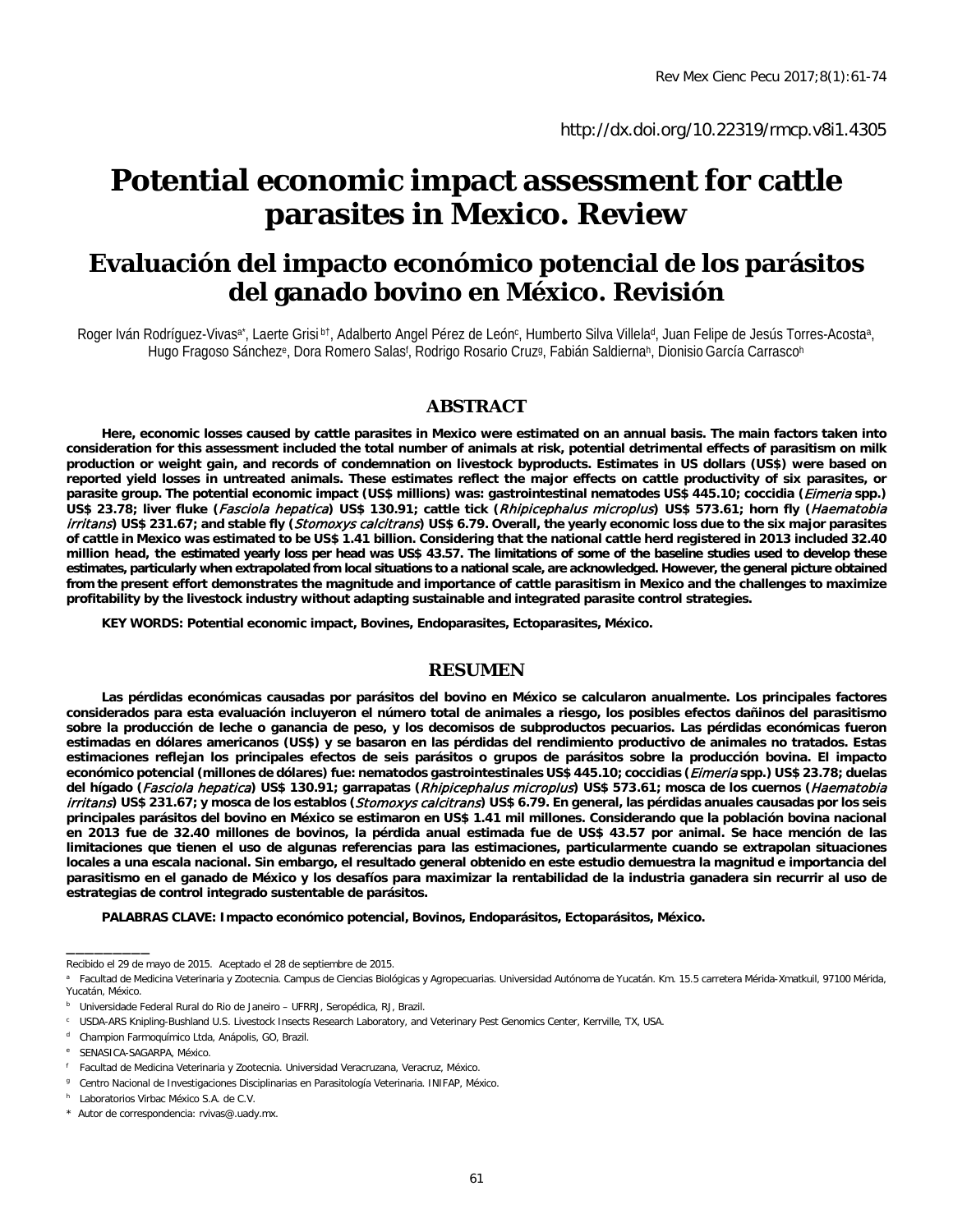http://dx.doi.org/10.22319/rmcp.v8i1.4305

# Potential economic impact assessment for cattle parasites in Mexico. Review

## Evaluación del impacto económico potencial de los parásitos del ganado bovino en México. Revisión

Roger Iván Rodríguez-Vivas[a*], Laerte Grisi[b†], Adalberto Angel Pérez de León[c], Humberto Silva Villela[d], Juan Felipe de Jesús Torres-Acosta[a], Hugo Fragoso Sánchez[e], Dora Romero Salas[f], Rodrigo Rosario Cruz[g], Fabián Saldierna[h], Dionisio García Carrasco[h]

## ABSTRACT

**Here, economic losses caused by cattle parasites in Mexico were estimated on an annual basis. The main factors taken into consideration for this assessment included the total number of animals at risk, potential detrimental effects of parasitism on milk production or weight gain, and records of condemnation on livestock byproducts. Estimates in US dollars (US$) were based on reported yield losses in untreated animals. These estimates reflect the major effects on cattle productivity of six parasites, or parasite group. The potential economic impact (US$ millions) was: gastrointestinal nematodes US$ 445.10; coccidia (*Eimeria* spp.) US$ 23.78; liver fluke (*Fasciola hepatica*) US$ 130.91; cattle tick (*Rhipicephalus microplus*) US$ 573.61; horn fly (*Haematobia irritans*) US$ 231.67; and stable fly (*Stomoxys calcitrans*) US$ 6.79. Overall, the yearly economic loss due to the six major parasites of cattle in Mexico was estimated to be US$ 1.41 billion. Considering that the national cattle herd registered in 2013 included 32.40 million head, the estimated yearly loss per head was US$ 43.57. The limitations of some of the baseline studies used to develop these estimates, particularly when extrapolated from local situations to a national scale, are acknowledged. However, the general picture obtained from the present effort demonstrates the magnitude and importance of cattle parasitism in Mexico and the challenges to maximize profitability by the livestock industry without adapting sustainable and integrated parasite control strategies.**

**KEY WORDS: Potential economic impact, Bovines, Endoparasites, Ectoparasites, México.**

## RESUMEN

**Las pérdidas económicas causadas por parásitos del bovino en México se calcularon anualmente. Los principales factores considerados para esta evaluación incluyeron el número total de animales a riesgo, los posibles efectos dañinos del parasitismo sobre la producción de leche o ganancia de peso, y los decomisos de subproductos pecuarios. Las pérdidas económicas fueron estimadas en dólares americanos (US$) y se basaron en las pérdidas del rendimiento productivo de animales no tratados. Estas estimaciones reflejan los principales efectos de seis parásitos o grupos de parásitos sobre la producción bovina. El impacto económico potencial (millones de dólares) fue: nematodos gastrointestinales US$ 445.10; coccidias (*Eimeria* spp.) US$ 23.78; duelas del hígado (*Fasciola hepatica*) US$ 130.91; garrapatas (*Rhipicephalus microplus*) US$ 573.61; mosca de los cuernos (*Haematobia irritans*) US$ 231.67; y mosca de los establos (*Stomoxys calcitrans*) US$ 6.79. En general, las pérdidas anuales causadas por los seis principales parásitos del bovino en México se estimaron en US$ 1.41 mil millones. Considerando que la población bovina nacional en 2013 fue de 32.40 millones de bovinos, la pérdida anual estimada fue de US$ 43.57 por animal. Se hace mención de las limitaciones que tienen el uso de algunas referencias para las estimaciones, particularmente cuando se extrapolan situaciones locales a una escala nacional. Sin embargo, el resultado general obtenido en este estudio demuestra la magnitud e importancia del parasitismo en el ganado de México y los desafíos para maximizar la rentabilidad de la industria ganadera sin recurrir al uso de estrategias de control integrado sustentable de parásitos.**

**PALABRAS CLAVE: Impacto económico potencial, Bovinos, Endoparásitos, Ectoparásitos, México.**

---

Recibido el 29 de mayo de 2015. Aceptado el 28 de septiembre de 2015.

[a] Facultad de Medicina Veterinaria y Zootecnia. Campus de Ciencias Biológicas y Agropecuarias. Universidad Autónoma de Yucatán. Km. 15.5 carretera Mérida-Xmatkuil, 97100 Mérida, Yucatán, México.

[b] Universidade Federal Rural do Rio de Janeiro – UFRRJ, Seropédica, RJ, Brazil.

[c] USDA-ARS Knipling-Bushland U.S. Livestock Insects Research Laboratory, and Veterinary Pest Genomics Center, Kerrville, TX, USA.

[d] Champion Farmoquímico Ltda, Anápolis, GO, Brazil.

[e] SENASICA-SAGARPA, México.

[f] Facultad de Medicina Veterinaria y Zootecnia. Universidad Veracruzana, Veracruz, México.

[g] Centro Nacional de Investigaciones Disciplinarias en Parasitología Veterinaria. INIFAP, México.

[h] Laboratorios Virbac México S.A. de C.V.

\* Autor de correspondencia: rvivas@.uady.mx.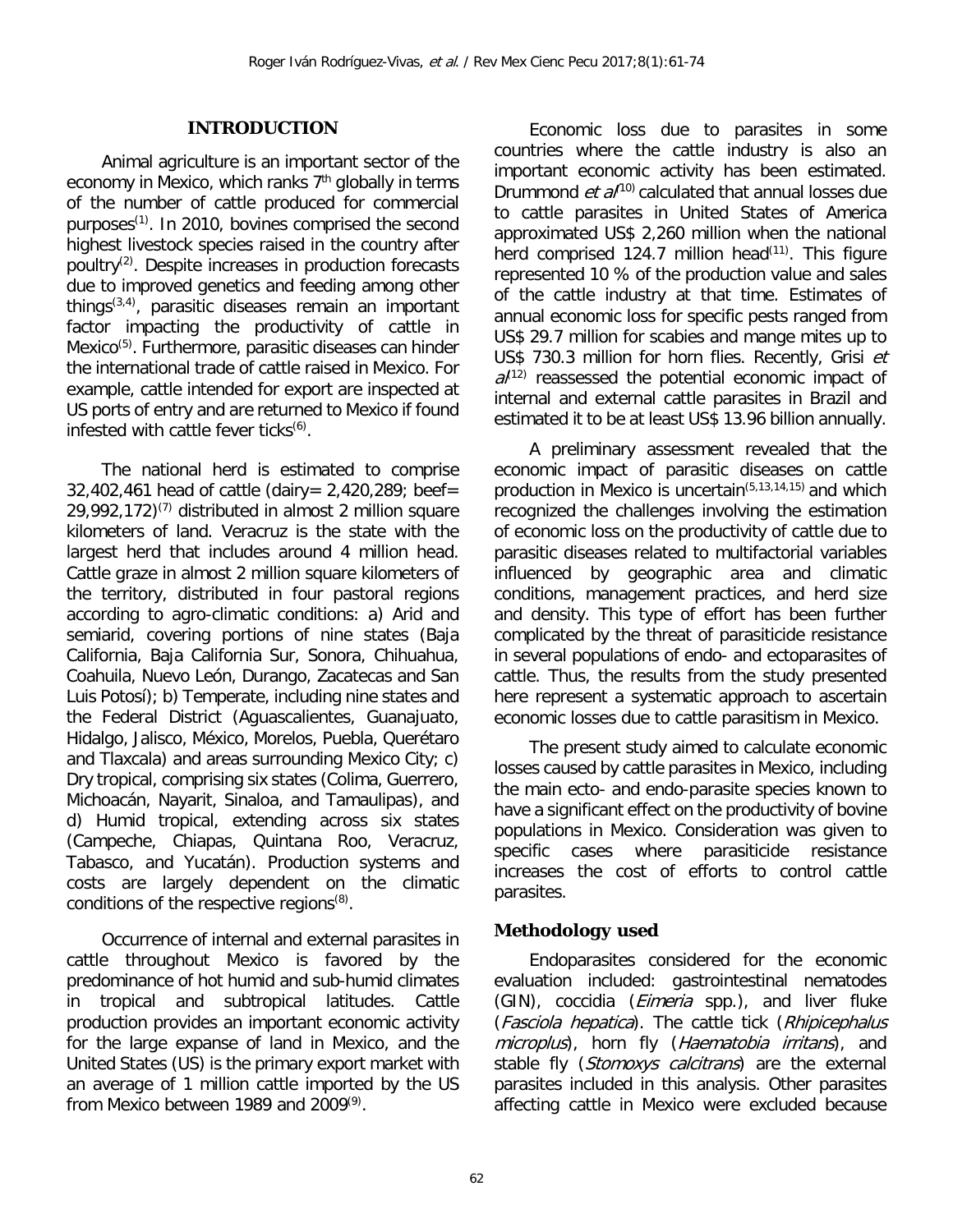## INTRODUCTION

Animal agriculture is an important sector of the economy in Mexico, which ranks 7th globally in terms of the number of cattle produced for commercial purposes[1]. In 2010, bovines comprised the second highest livestock species raised in the country after poultry[2]. Despite increases in production forecasts due to improved genetics and feeding among other things[3,4], parasitic diseases remain an important factor impacting the productivity of cattle in Mexico[5]. Furthermore, parasitic diseases can hinder the international trade of cattle raised in Mexico. For example, cattle intended for export are inspected at US ports of entry and are returned to Mexico if found infested with cattle fever ticks[6].

The national herd is estimated to comprise 32,402,461 head of cattle (dairy= 2,420,289; beef= 29,992,172)[7] distributed in almost 2 million square kilometers of land. Veracruz is the state with the largest herd that includes around 4 million head. Cattle graze in almost 2 million square kilometers of the territory, distributed in four pastoral regions according to agro-climatic conditions: a) Arid and semiarid, covering portions of nine states (Baja California, Baja California Sur, Sonora, Chihuahua, Coahuila, Nuevo León, Durango, Zacatecas and San Luis Potosí); b) Temperate, including nine states and the Federal District (Aguascalientes, Guanajuato, Hidalgo, Jalisco, México, Morelos, Puebla, Querétaro and Tlaxcala) and areas surrounding Mexico City; c) Dry tropical, comprising six states (Colima, Guerrero, Michoacán, Nayarit, Sinaloa, and Tamaulipas), and d) Humid tropical, extending across six states (Campeche, Chiapas, Quintana Roo, Veracruz, Tabasco, and Yucatán). Production systems and costs are largely dependent on the climatic conditions of the respective regions[8].

Occurrence of internal and external parasites in cattle throughout Mexico is favored by the predominance of hot humid and sub-humid climates in tropical and subtropical latitudes. Cattle production provides an important economic activity for the large expanse of land in Mexico, and the United States (US) is the primary export market with an average of 1 million cattle imported by the US from Mexico between 1989 and 2009[9].

Economic loss due to parasites in some countries where the cattle industry is also an important economic activity has been estimated. Drummond *et al*[10] calculated that annual losses due to cattle parasites in United States of America approximated US$ 2,260 million when the national herd comprised 124.7 million head[11]. This figure represented 10 % of the production value and sales of the cattle industry at that time. Estimates of annual economic loss for specific pests ranged from US$ 29.7 million for scabies and mange mites up to US$ 730.3 million for horn flies. Recently, Grisi *et al*[12] reassessed the potential economic impact of internal and external cattle parasites in Brazil and estimated it to be at least US$ 13.96 billion annually.

A preliminary assessment revealed that the economic impact of parasitic diseases on cattle production in Mexico is uncertain[5,13,14,15] and which recognized the challenges involving the estimation of economic loss on the productivity of cattle due to parasitic diseases related to multifactorial variables influenced by geographic area and climatic conditions, management practices, and herd size and density. This type of effort has been further complicated by the threat of parasiticide resistance in several populations of endo- and ectoparasites of cattle. Thus, the results from the study presented here represent a systematic approach to ascertain economic losses due to cattle parasitism in Mexico.

The present study aimed to calculate economic losses caused by cattle parasites in Mexico, including the main ecto- and endo-parasite species known to have a significant effect on the productivity of bovine populations in Mexico. Consideration was given to specific cases where parasiticide resistance increases the cost of efforts to control cattle parasites.

### Methodology used

Endoparasites considered for the economic evaluation included: gastrointestinal nematodes (GIN), coccidia (*Eimeria* spp.), and liver fluke (*Fasciola hepatica*). The cattle tick (*Rhipicephalus microplus*), horn fly (*Haematobia irritans*), and stable fly (*Stomoxys calcitrans*) are the external parasites included in this analysis. Other parasites affecting cattle in Mexico were excluded because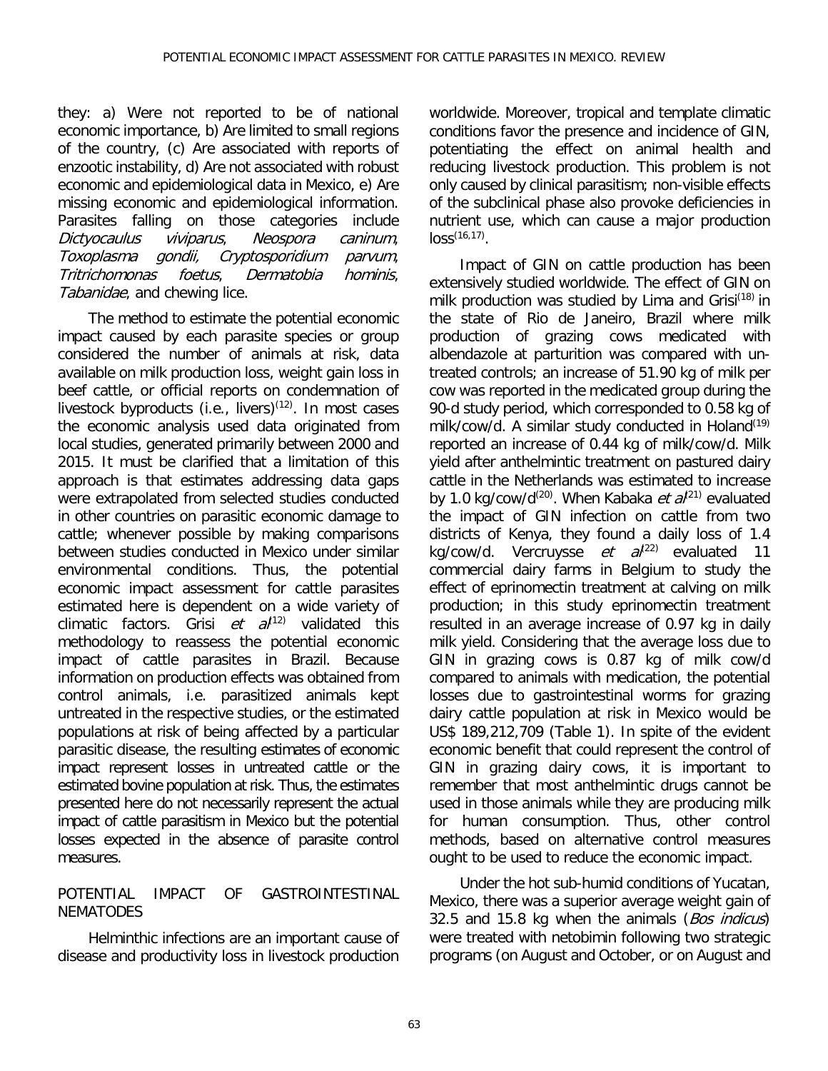they: a) Were not reported to be of national economic importance, b) Are limited to small regions of the country, (c) Are associated with reports of enzootic instability, d) Are not associated with robust economic and epidemiological data in Mexico, e) Are missing economic and epidemiological information. Parasites falling on those categories include *Dictyocaulus viviparus*, *Neospora caninum*, *Toxoplasma gondii*, *Cryptosporidium parvum*, *Tritrichomonas foetus*, *Dermatobia hominis*, *Tabanidae*, and chewing lice.

The method to estimate the potential economic impact caused by each parasite species or group considered the number of animals at risk, data available on milk production loss, weight gain loss in beef cattle, or official reports on condemnation of livestock byproducts (i.e., livers)[12]. In most cases the economic analysis used data originated from local studies, generated primarily between 2000 and 2015. It must be clarified that a limitation of this approach is that estimates addressing data gaps were extrapolated from selected studies conducted in other countries on parasitic economic damage to cattle; whenever possible by making comparisons between studies conducted in Mexico under similar environmental conditions. Thus, the potential economic impact assessment for cattle parasites estimated here is dependent on a wide variety of climatic factors. Grisi *et al*[12] validated this methodology to reassess the potential economic impact of cattle parasites in Brazil. Because information on production effects was obtained from control animals, i.e. parasitized animals kept untreated in the respective studies, or the estimated populations at risk of being affected by a particular parasitic disease, the resulting estimates of economic impact represent losses in untreated cattle or the estimated bovine population at risk. Thus, the estimates presented here do not necessarily represent the actual impact of cattle parasitism in Mexico but the potential losses expected in the absence of parasite control measures.

## POTENTIAL IMPACT OF GASTROINTESTINAL NEMATODES

Helminthic infections are an important cause of disease and productivity loss in livestock production worldwide. Moreover, tropical and template climatic conditions favor the presence and incidence of GIN, potentiating the effect on animal health and reducing livestock production. This problem is not only caused by clinical parasitism; non-visible effects of the subclinical phase also provoke deficiencies in nutrient use, which can cause a major production loss[16,17].

Impact of GIN on cattle production has been extensively studied worldwide. The effect of GIN on milk production was studied by Lima and Grisi[18] in the state of Rio de Janeiro, Brazil where milk production of grazing cows medicated with albendazole at parturition was compared with un-treated controls; an increase of 51.90 kg of milk per cow was reported in the medicated group during the 90-d study period, which corresponded to 0.58 kg of milk/cow/d. A similar study conducted in Holand[19] reported an increase of 0.44 kg of milk/cow/d. Milk yield after anthelmintic treatment on pastured dairy cattle in the Netherlands was estimated to increase by 1.0 kg/cow/d[20]. When Kabaka *et al*[21] evaluated the impact of GIN infection on cattle from two districts of Kenya, they found a daily loss of 1.4 kg/cow/d. Vercruysse *et al*[22] evaluated 11 commercial dairy farms in Belgium to study the effect of eprinomectin treatment at calving on milk production; in this study eprinomectin treatment resulted in an average increase of 0.97 kg in daily milk yield. Considering that the average loss due to GIN in grazing cows is 0.87 kg of milk cow/d compared to animals with medication, the potential losses due to gastrointestinal worms for grazing dairy cattle population at risk in Mexico would be US$ 189,212,709 (Table 1). In spite of the evident economic benefit that could represent the control of GIN in grazing dairy cows, it is important to remember that most anthelmintic drugs cannot be used in those animals while they are producing milk for human consumption. Thus, other control methods, based on alternative control measures ought to be used to reduce the economic impact.

Under the hot sub-humid conditions of Yucatan, Mexico, there was a superior average weight gain of 32.5 and 15.8 kg when the animals (*Bos indicus*) were treated with netobimin following two strategic programs (on August and October, or on August and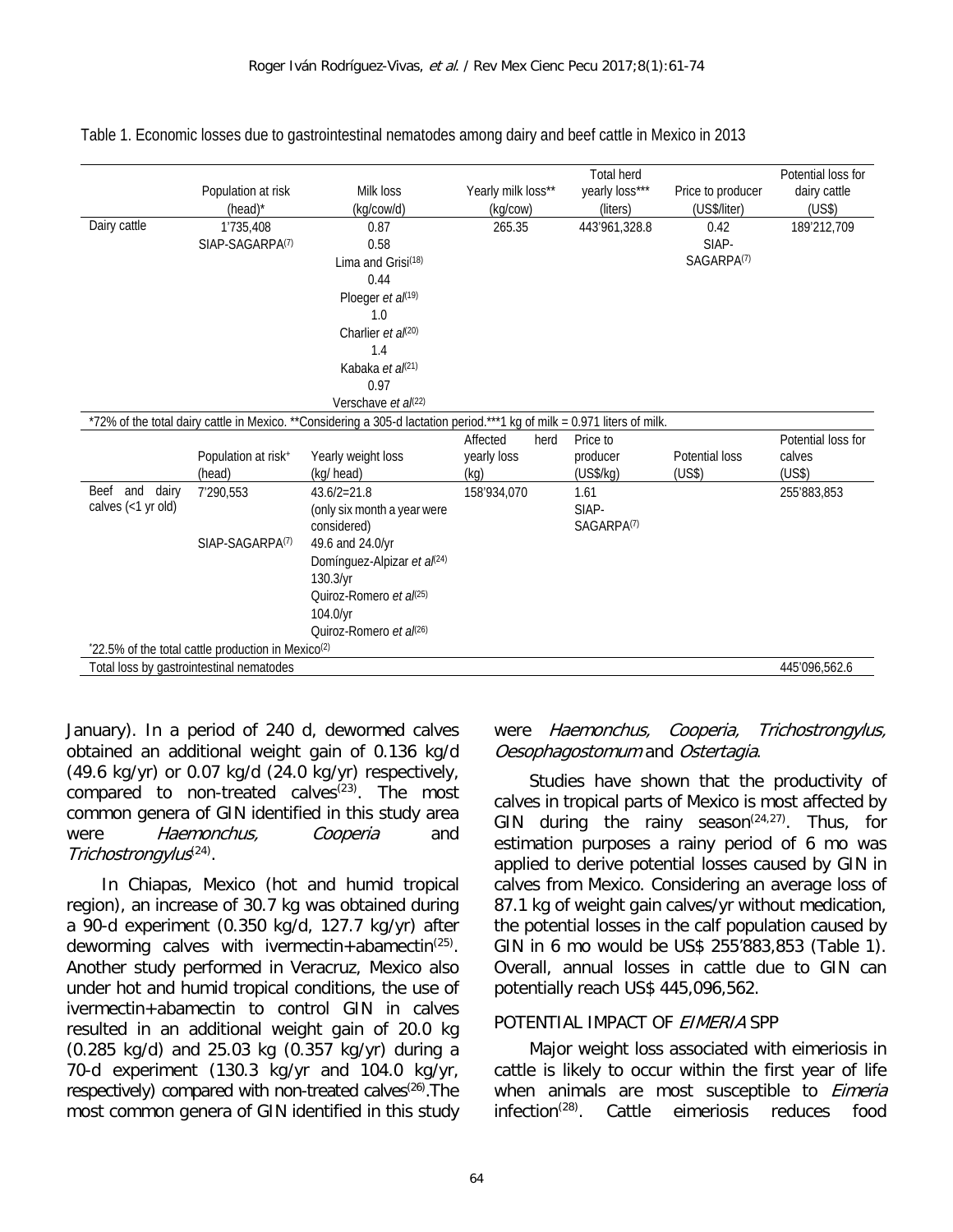Table 1. Economic losses due to gastrointestinal nematodes among dairy and beef cattle in Mexico in 2013

| | Population at risk (head)* | Milk loss (kg/cow/d) | Yearly milk loss** (kg/cow) | Total herd yearly loss*** (liters) | Price to producer (US$/liter) | Potential loss for dairy cattle (US$) |
|---|---|---|---|---|---|---|
| Dairy cattle | 1'735,408 SIAP-SAGARPA[7] | 0.87<br>0.58 Lima and Grisi[18]<br>0.44 Ploeger et al[19]<br>1.0 Charlier et al[20]<br>1.4 Kabaka et al[21]<br>0.97 Verschave et al[22] | 265.35 | 443'961,328.8 | 0.42 SIAP-SAGARPA[7] | 189'212,709 |

*72% of the total dairy cattle in Mexico. **Considering a 305-d lactation period.***1 kg of milk = 0.971 liters of milk.

| | Population at risk⁺ (head) | Yearly weight loss (kg/ head) | Affected herd yearly loss (kg) | Price to producer (US$/kg) | Potential loss (US$) | Potential loss for calves (US$) |
|---|---|---|---|---|---|---|
| Beef and dairy calves (<1 yr old) | 7'290,553 SIAP-SAGARPA[7] | 43.6/2=21.8 (only six month a year were considered)<br>49.6 and 24.0/yr Domínguez-Alpizar et al[24]<br>130.3/yr Quiroz-Romero et al[25]<br>104.0/yr Quiroz-Romero et al[26] | 158'934,070 | 1.61 SIAP-SAGARPA[7] | | 255'883,853 |
| ⁺22.5% of the total cattle production in Mexico[2] | | | | | | |
| Total loss by gastrointestinal nematodes | | | | | | 445'096,562.6 |

January). In a period of 240 d, dewormed calves obtained an additional weight gain of 0.136 kg/d (49.6 kg/yr) or 0.07 kg/d (24.0 kg/yr) respectively, compared to non-treated calves[23]. The most common genera of GIN identified in this study area were *Haemonchus*, *Cooperia* and *Trichostrongylus*[24].

In Chiapas, Mexico (hot and humid tropical region), an increase of 30.7 kg was obtained during a 90-d experiment (0.350 kg/d, 127.7 kg/yr) after deworming calves with ivermectin+abamectin[25]. Another study performed in Veracruz, Mexico also under hot and humid tropical conditions, the use of ivermectin+abamectin to control GIN in calves resulted in an additional weight gain of 20.0 kg (0.285 kg/d) and 25.03 kg (0.357 kg/yr) during a 70-d experiment (130.3 kg/yr and 104.0 kg/yr, respectively) compared with non-treated calves[26]. The most common genera of GIN identified in this study were *Haemonchus, Cooperia, Trichostrongylus, Oesophagostomum* and *Ostertagia*.

Studies have shown that the productivity of calves in tropical parts of Mexico is most affected by GIN during the rainy season[24,27]. Thus, for estimation purposes a rainy period of 6 mo was applied to derive potential losses caused by GIN in calves from Mexico. Considering an average loss of 87.1 kg of weight gain calves/yr without medication, the potential losses in the calf population caused by GIN in 6 mo would be US$ 255'883,853 (Table 1). Overall, annual losses in cattle due to GIN can potentially reach US$ 445,096,562.

## POTENTIAL IMPACT OF *EIMERIA* SPP

Major weight loss associated with eimeriosis in cattle is likely to occur within the first year of life when animals are most susceptible to *Eimeria* infection[28]. Cattle eimeriosis reduces food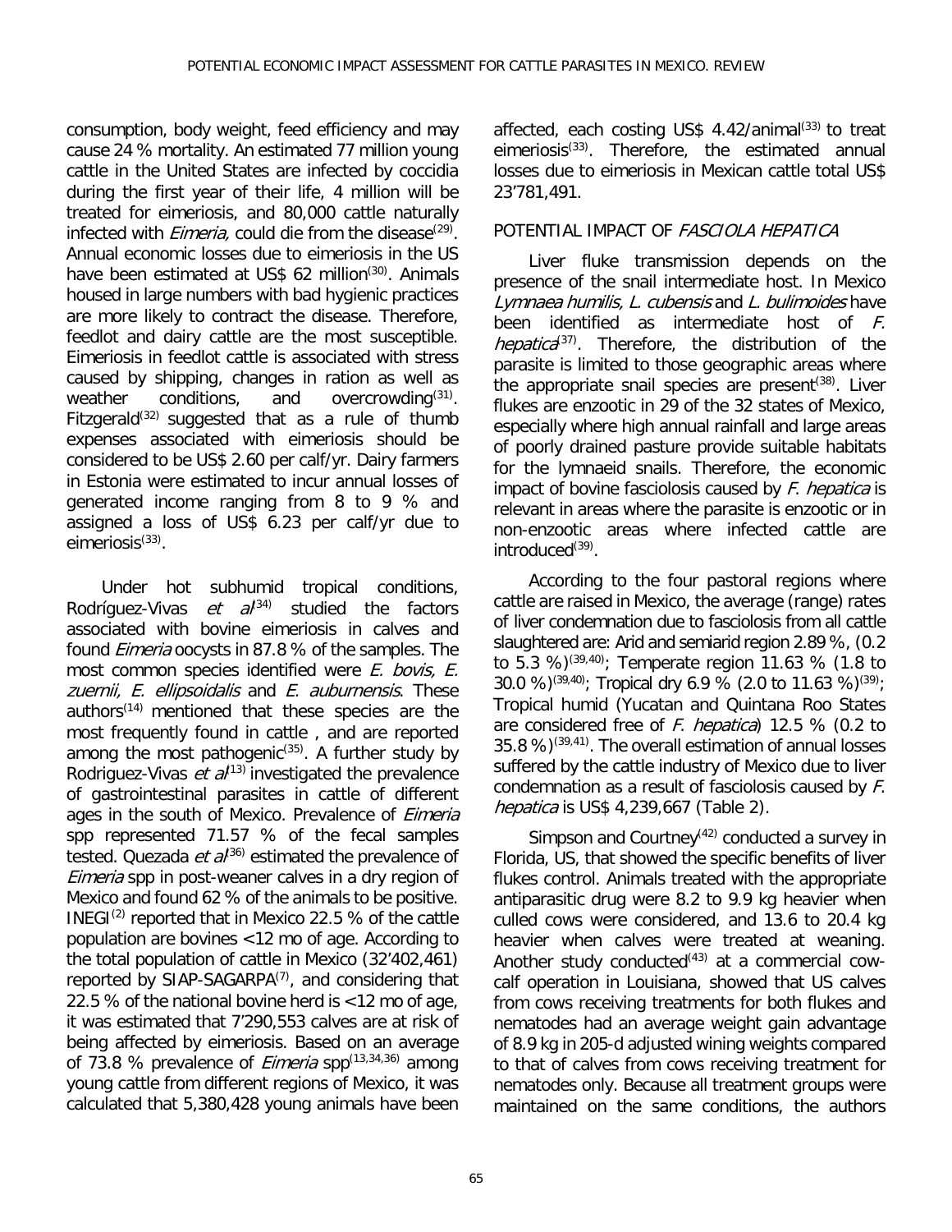consumption, body weight, feed efficiency and may cause 24 % mortality. An estimated 77 million young cattle in the United States are infected by coccidia during the first year of their life, 4 million will be treated for eimeriosis, and 80,000 cattle naturally infected with *Eimeria*, could die from the disease[29]. Annual economic losses due to eimeriosis in the US have been estimated at US$ 62 million[30]. Animals housed in large numbers with bad hygienic practices are more likely to contract the disease. Therefore, feedlot and dairy cattle are the most susceptible. Eimeriosis in feedlot cattle is associated with stress caused by shipping, changes in ration as well as weather conditions, and overcrowding[31]. Fitzgerald[32] suggested that as a rule of thumb expenses associated with eimeriosis should be considered to be US$ 2.60 per calf/yr. Dairy farmers in Estonia were estimated to incur annual losses of generated income ranging from 8 to 9 % and assigned a loss of US$ 6.23 per calf/yr due to eimeriosis[33].

Under hot subhumid tropical conditions, Rodríguez-Vivas *et al*[34] studied the factors associated with bovine eimeriosis in calves and found *Eimeria* oocysts in 87.8 % of the samples. The most common species identified were *E. bovis, E. zuernii, E. ellipsoidalis* and *E. auburnensis*. These authors[14] mentioned that these species are the most frequently found in cattle , and are reported among the most pathogenic[35]. A further study by Rodriguez-Vivas *et al*[13] investigated the prevalence of gastrointestinal parasites in cattle of different ages in the south of Mexico. Prevalence of *Eimeria* spp represented 71.57 % of the fecal samples tested. Quezada *et al*[36] estimated the prevalence of *Eimeria* spp in post-weaner calves in a dry region of Mexico and found 62 % of the animals to be positive. INEGI[2] reported that in Mexico 22.5 % of the cattle population are bovines <12 mo of age. According to the total population of cattle in Mexico (32'402,461) reported by SIAP-SAGARPA[7], and considering that 22.5 % of the national bovine herd is <12 mo of age, it was estimated that 7'290,553 calves are at risk of being affected by eimeriosis. Based on an average of 73.8 % prevalence of *Eimeria* spp[13,34,36] among young cattle from different regions of Mexico, it was calculated that 5,380,428 young animals have been affected, each costing US$ 4.42/animal[33] to treat eimeriosis[33]. Therefore, the estimated annual losses due to eimeriosis in Mexican cattle total US$ 23'781,491.

## POTENTIAL IMPACT OF *FASCIOLA HEPATICA*

Liver fluke transmission depends on the presence of the snail intermediate host. In Mexico *Lymnaea humilis, L. cubensis* and *L. bulimoides* have been identified as intermediate host of *F. hepatica*[37]. Therefore, the distribution of the parasite is limited to those geographic areas where the appropriate snail species are present[38]. Liver flukes are enzootic in 29 of the 32 states of Mexico, especially where high annual rainfall and large areas of poorly drained pasture provide suitable habitats for the lymnaeid snails. Therefore, the economic impact of bovine fasciolosis caused by *F. hepatica* is relevant in areas where the parasite is enzootic or in non-enzootic areas where infected cattle are introduced[39].

According to the four pastoral regions where cattle are raised in Mexico, the average (range) rates of liver condemnation due to fasciolosis from all cattle slaughtered are: Arid and semiarid region 2.89 %, (0.2 to 5.3 %)[39,40]; Temperate region 11.63 % (1.8 to 30.0 %)[39,40]; Tropical dry 6.9 % (2.0 to 11.63 %)[39]; Tropical humid (Yucatan and Quintana Roo States are considered free of *F. hepatica*) 12.5 % (0.2 to 35.8 %)[39,41]. The overall estimation of annual losses suffered by the cattle industry of Mexico due to liver condemnation as a result of fasciolosis caused by *F. hepatica* is US$ 4,239,667 (Table 2).

Simpson and Courtney[42] conducted a survey in Florida, US, that showed the specific benefits of liver flukes control. Animals treated with the appropriate antiparasitic drug were 8.2 to 9.9 kg heavier when culled cows were considered, and 13.6 to 20.4 kg heavier when calves were treated at weaning. Another study conducted[43] at a commercial cow-calf operation in Louisiana, showed that US calves from cows receiving treatments for both flukes and nematodes had an average weight gain advantage of 8.9 kg in 205-d adjusted wining weights compared to that of calves from cows receiving treatment for nematodes only. Because all treatment groups were maintained on the same conditions, the authors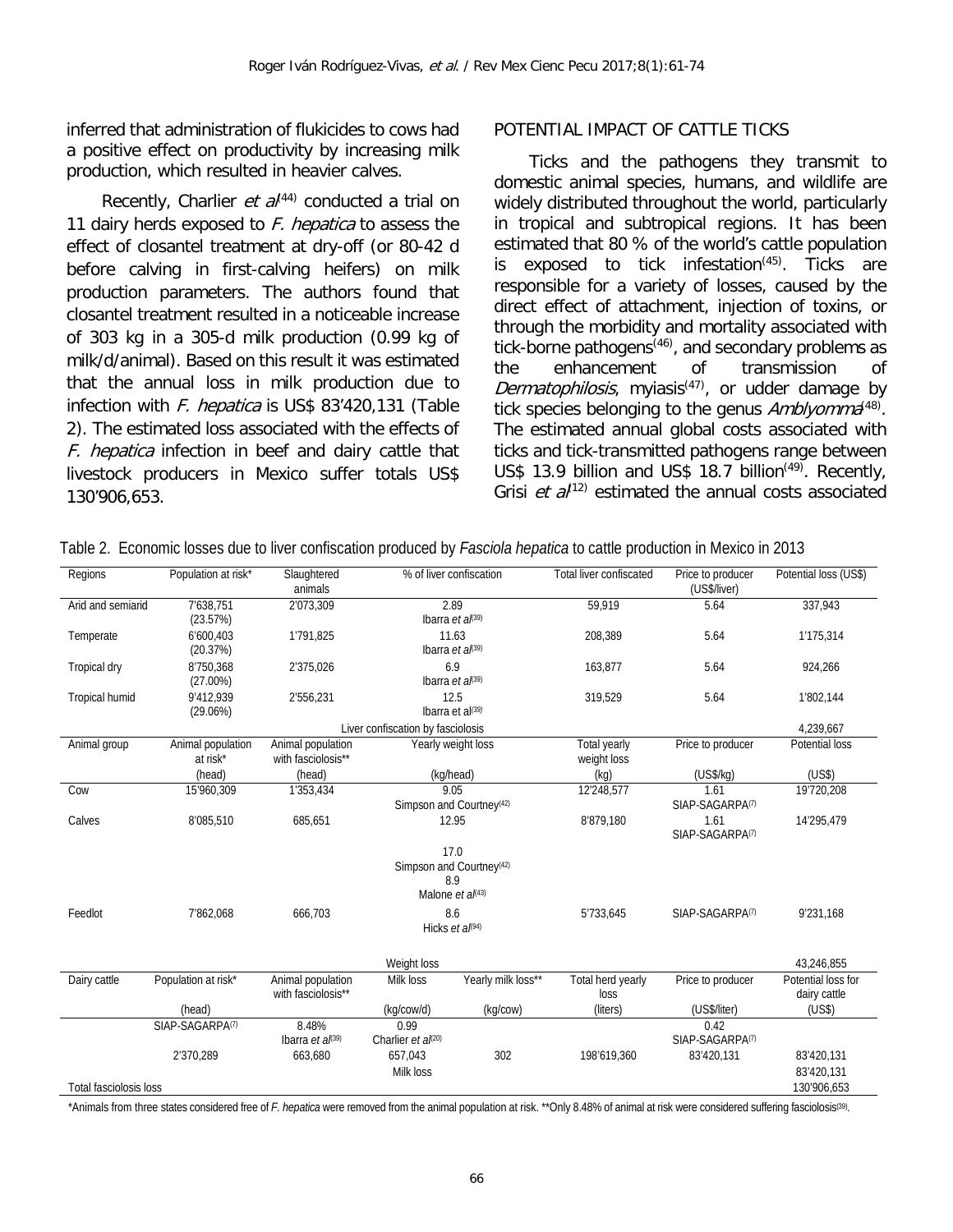inferred that administration of flukicides to cows had a positive effect on productivity by increasing milk production, which resulted in heavier calves.

Recently, Charlier *et al*[44] conducted a trial on 11 dairy herds exposed to *F. hepatica* to assess the effect of closantel treatment at dry-off (or 80-42 d before calving in first-calving heifers) on milk production parameters. The authors found that closantel treatment resulted in a noticeable increase of 303 kg in a 305-d milk production (0.99 kg of milk/d/animal). Based on this result it was estimated that the annual loss in milk production due to infection with *F. hepatica* is US$ 83'420,131 (Table 2). The estimated loss associated with the effects of *F. hepatica* infection in beef and dairy cattle that livestock producers in Mexico suffer totals US$ 130'906,653.

## POTENTIAL IMPACT OF CATTLE TICKS

Ticks and the pathogens they transmit to domestic animal species, humans, and wildlife are widely distributed throughout the world, particularly in tropical and subtropical regions. It has been estimated that 80 % of the world's cattle population is exposed to tick infestation[45]. Ticks are responsible for a variety of losses, caused by the direct effect of attachment, injection of toxins, or through the morbidity and mortality associated with tick-borne pathogens[46], and secondary problems as the enhancement of transmission of *Dermatophilosis*, myiasis[47], or udder damage by tick species belonging to the genus *Amblyomma*[48]. The estimated annual global costs associated with ticks and tick-transmitted pathogens range between US$ 13.9 billion and US$ 18.7 billion[49]. Recently, Grisi *et al*[12] estimated the annual costs associated

Table 2. Economic losses due to liver confiscation produced by *Fasciola hepatica* to cattle production in Mexico in 2013

| Regions | Population at risk* | Slaughtered animals | % of liver confiscation | | Total liver confiscated | Price to producer (US$/liver) | Potential loss (US$) |
|---|---|---|---|---|---|---|---|
| Arid and semiarid | 7'638,751 (23.57%) | 2'073,309 | 2.89 Ibarra *et al*[39] | | 59,919 | 5.64 | 337,943 |
| Temperate | 6'600,403 (20.37%) | 1'791,825 | 11.63 Ibarra *et al*[39] | | 208,389 | 5.64 | 1'175,314 |
| Tropical dry | 8'750,368 (27.00%) | 2'375,026 | 6.9 Ibarra *et al*[39] | | 163,877 | 5.64 | 924,266 |
| Tropical humid | 9'412,939 (29.06%) | 2'556,231 | 12.5 Ibarra et al[39] | | 319,529 | 5.64 | 1'802,144 |
| | | | Liver confiscation by fasciolosis | | | | 4,239,667 |
| Animal group | Animal population at risk* (head) | Animal population with fasciolosis** (head) | Yearly weight loss (kg/head) | | Total yearly weight loss (kg) | Price to producer (US$/kg) | Potential loss (US$) |
| Cow | 15'960,309 | 1'353,434 | 9.05 Simpson and Courtney[42] | | 12'248,577 | 1.61 SIAP-SAGARPA[7] | 19'720,208 |
| Calves | 8'085,510 | 685,651 | 12.95 | | 8'879,180 | 1.61 SIAP-SAGARPA[7] | 14'295,479 |
| | | | 17.0 Simpson and Courtney[42] 8.9 Malone *et al*[43] | | | | |
| Feedlot | 7'862,068 | 666,703 | 8.6 Hicks *et al*[94] | | 5'733,645 | SIAP-SAGARPA[7] | 9'231,168 |
| | | | Weight loss | | | | 43,246,855 |
| Dairy cattle | Population at risk* (head) | Animal population with fasciolosis** | Milk loss (kg/cow/d) | Yearly milk loss** (kg/cow) | Total herd yearly loss (liters) | Price to producer (US$/liter) | Potential loss for dairy cattle (US$) |
| | SIAP-SAGARPA[7] | 8.48% Ibarra *et al*[39] | 0.99 Charlier *et al*[20] | | | 0.42 SIAP-SAGARPA[7] | |
| | 2'370,289 | 663,680 | 657,043 | 302 | 198'619,360 | 83'420,131 | 83'420,131 |
| | | | Milk loss | | | | 83'420,131 |
| Total fasciolosis loss | | | | | | | 130'906,653 |

*Animals from three states considered free of *F. hepatica* were removed from the animal population at risk. **Only 8.48% of animal at risk were considered suffering fasciolosis[39].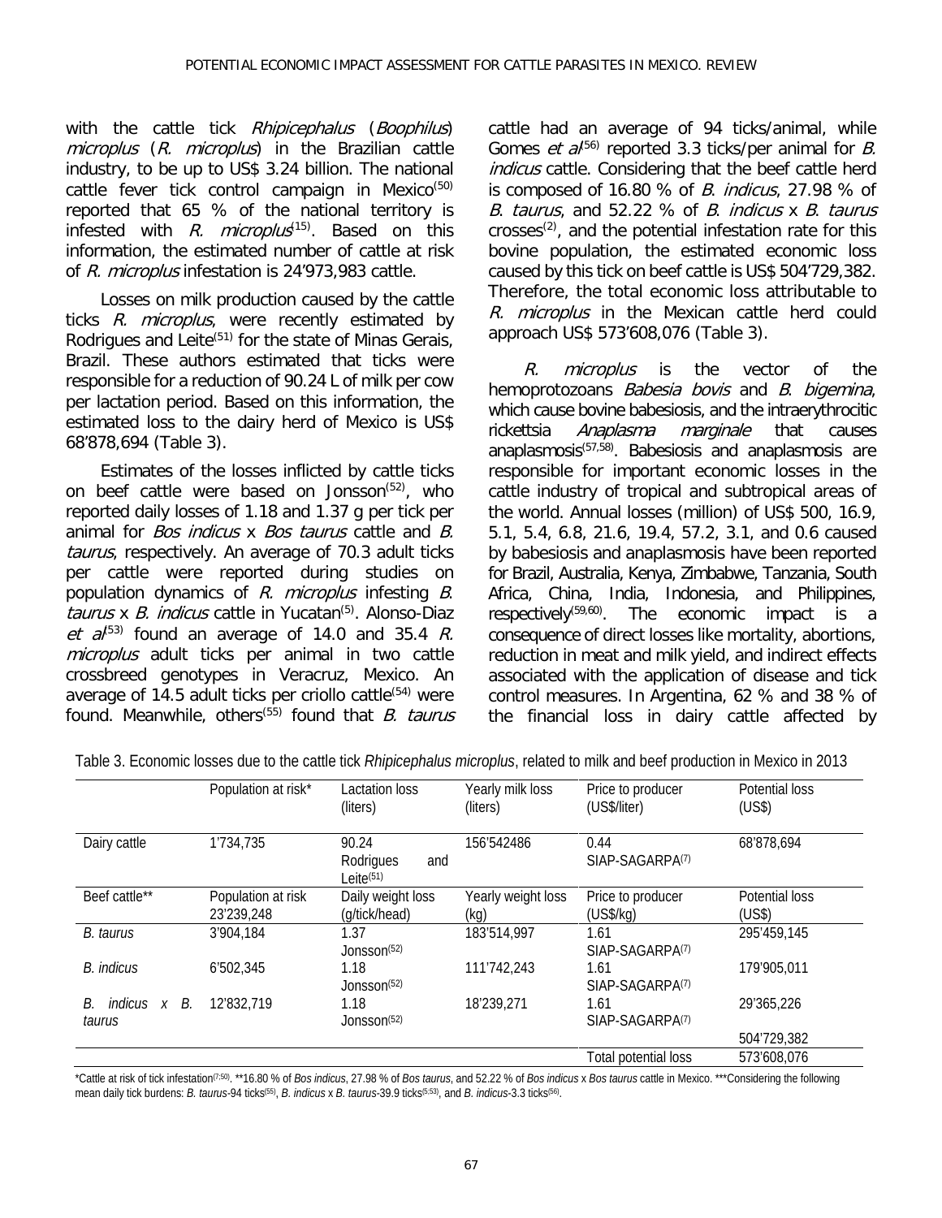with the cattle tick *Rhipicephalus* (*Boophilus*) *microplus* (*R. microplus*) in the Brazilian cattle industry, to be up to US$ 3.24 billion. The national cattle fever tick control campaign in Mexico[50] reported that 65 % of the national territory is infested with *R. microplus*[15]. Based on this information, the estimated number of cattle at risk of *R. microplus* infestation is 24'973,983 cattle.

Losses on milk production caused by the cattle ticks *R. microplus*, were recently estimated by Rodrigues and Leite[51] for the state of Minas Gerais, Brazil. These authors estimated that ticks were responsible for a reduction of 90.24 L of milk per cow per lactation period. Based on this information, the estimated loss to the dairy herd of Mexico is US$ 68'878,694 (Table 3).

Estimates of the losses inflicted by cattle ticks on beef cattle were based on Jonsson[52], who reported daily losses of 1.18 and 1.37 g per tick per animal for *Bos indicus* x *Bos taurus* cattle and *B. taurus*, respectively. An average of 70.3 adult ticks per cattle were reported during studies on population dynamics of *R. microplus* infesting *B. taurus* x *B. indicus* cattle in Yucatan[5]. Alonso-Diaz *et al*[53] found an average of 14.0 and 35.4 *R. microplus* adult ticks per animal in two cattle crossbreed genotypes in Veracruz, Mexico. An average of 14.5 adult ticks per criollo cattle[54] were found. Meanwhile, others[55] found that *B. taurus* cattle had an average of 94 ticks/animal, while Gomes *et al*[56] reported 3.3 ticks/per animal for *B. indicus* cattle. Considering that the beef cattle herd is composed of 16.80 % of *B. indicus*, 27.98 % of *B. taurus*, and 52.22 % of *B. indicus* x *B. taurus* crosses[2], and the potential infestation rate for this bovine population, the estimated economic loss caused by this tick on beef cattle is US$ 504'729,382. Therefore, the total economic loss attributable to *R. microplus* in the Mexican cattle herd could approach US$ 573'608,076 (Table 3).

*R. microplus* is the vector of the hemoprotozoans *Babesia bovis* and *B. bigemina*, which cause bovine babesiosis, and the intraerythrocitic rickettsia *Anaplasma marginale* that causes anaplasmosis[57,58]. Babesiosis and anaplasmosis are responsible for important economic losses in the cattle industry of tropical and subtropical areas of the world. Annual losses (million) of US$ 500, 16.9, 5.1, 5.4, 6.8, 21.6, 19.4, 57.2, 3.1, and 0.6 caused by babesiosis and anaplasmosis have been reported for Brazil, Australia, Kenya, Zimbabwe, Tanzania, South Africa, China, India, Indonesia, and Philippines, respectively[59,60]. The economic impact is a consequence of direct losses like mortality, abortions, reduction in meat and milk yield, and indirect effects associated with the application of disease and tick control measures. In Argentina, 62 % and 38 % of the financial loss in dairy cattle affected by

Table 3. Economic losses due to the cattle tick *Rhipicephalus microplus*, related to milk and beef production in Mexico in 2013

| | Population at risk* | Lactation loss (liters) | Yearly milk loss (liters) | Price to producer (US$/liter) | Potential loss (US$) |
|---|---|---|---|---|---|
| Dairy cattle | 1'734,735 | 90.24 Rodrigues and Leite[51] | 156'542486 | 0.44 SIAP-SAGARPA[7] | 68'878,694 |
| Beef cattle** | Population at risk 23'239,248 | Daily weight loss (g/tick/head) | Yearly weight loss (kg) | Price to producer (US$/kg) | Potential loss (US$) |
| *B. taurus* | 3'904,184 | 1.37 Jonsson[52] | 183'514,997 | 1.61 SIAP-SAGARPA[7] | 295'459,145 |
| *B. indicus* | 6'502,345 | 1.18 Jonsson[52] | 111'742,243 | 1.61 SIAP-SAGARPA[7] | 179'905,011 |
| *B. indicus* x *B. taurus* | 12'832,719 | 1.18 Jonsson[52] | 18'239,271 | 1.61 SIAP-SAGARPA[7] | 29'365,226 |
| | | | | | 504'729,382 |
| | | | | Total potential loss | 573'608,076 |

*Cattle at risk of tick infestation[7;50]. **16.80 % of *Bos indicus*, 27.98 % of *Bos taurus*, and 52.22 % of *Bos indicus* x *Bos taurus* cattle in Mexico. ***Considering the following mean daily tick burdens: *B. taurus*-94 ticks[55], *B. indicus* x *B. taurus*-39.9 ticks[5;53], and *B. indicus*-3.3 ticks[56].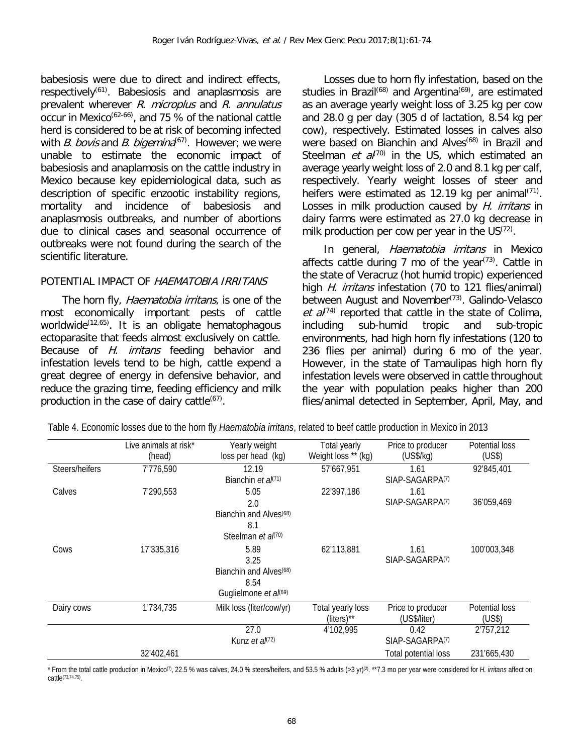babesiosis were due to direct and indirect effects, respectively[61]. Babesiosis and anaplasmosis are prevalent wherever *R. microplus* and *R. annulatus* occur in Mexico[62-66], and 75 % of the national cattle herd is considered to be at risk of becoming infected with *B. bovis* and *B. bigemina*[67]. However; we were unable to estimate the economic impact of babesiosis and anaplamosis on the cattle industry in Mexico because key epidemiological data, such as description of specific enzootic instability regions, mortality and incidence of babesiosis and anaplasmosis outbreaks, and number of abortions due to clinical cases and seasonal occurrence of outbreaks were not found during the search of the scientific literature.

## POTENTIAL IMPACT OF *HAEMATOBIA IRRITANS*

The horn fly, *Haematobia irritans*, is one of the most economically important pests of cattle worldwide[12,65]. It is an obligate hematophagous ectoparasite that feeds almost exclusively on cattle. Because of *H. irritans* feeding behavior and infestation levels tend to be high, cattle expend a great degree of energy in defensive behavior, and reduce the grazing time, feeding efficiency and milk production in the case of dairy cattle[67].

Losses due to horn fly infestation, based on the studies in Brazil[68] and Argentina[69], are estimated as an average yearly weight loss of 3.25 kg per cow and 28.0 g per day (305 d of lactation, 8.54 kg per cow), respectively. Estimated losses in calves also were based on Bianchin and Alves[68] in Brazil and Steelman *et al*[70] in the US, which estimated an average yearly weight loss of 2.0 and 8.1 kg per calf, respectively. Yearly weight losses of steer and heifers were estimated as 12.19 kg per animal[71]. Losses in milk production caused by *H. irritans* in dairy farms were estimated as 27.0 kg decrease in milk production per cow per year in the US[72].

In general, *Haematobia irritans* in Mexico affects cattle during 7 mo of the year[73]. Cattle in the state of Veracruz (hot humid tropic) experienced high *H. irritans* infestation (70 to 121 flies/animal) between August and November[73]. Galindo-Velasco *et al*[74] reported that cattle in the state of Colima, including sub-humid tropic and sub-tropic environments, had high horn fly infestations (120 to 236 flies per animal) during 6 mo of the year. However, in the state of Tamaulipas high horn fly infestation levels were observed in cattle throughout the year with population peaks higher than 200 flies/animal detected in September, April, May, and

Table 4. Economic losses due to the horn fly *Haematobia irritans*, related to beef cattle production in Mexico in 2013

| | Live animals at risk* (head) | Yearly weight loss per head (kg) | Total yearly Weight loss ** (kg) | Price to producer (US$/kg) | Potential loss (US$) |
|---|---|---|---|---|---|
| Steers/heifers | 7'776,590 | 12.19<br>Bianchin *et al*[71] | 57'667,951 | 1.61<br>SIAP-SAGARPA[7] | 92'845,401 |
| Calves | 7'290,553 | 5.05<br>2.0<br>Bianchin and Alves[68]<br>8.1<br>Steelman *et al*[70] | 22'397,186 | 1.61<br>SIAP-SAGARPA[7] | 36'059,469 |
| Cows | 17'335,316 | 5.89<br>3.25<br>Bianchin and Alves[68]<br>8.54<br>Guglielmone *et al*[69] | 62'113,881 | 1.61<br>SIAP-SAGARPA[7] | 100'003,348 |
| Dairy cows | 1'734,735 | Milk loss (liter/cow/yr) | Total yearly loss (liters)** | Price to producer (US$/liter) | Potential loss (US$) |
| | | 27.0<br>Kunz *et al*[72] | 4'102,995 | 0.42<br>SIAP-SAGARPA[7] | 2'757,212 |
| | 32'402,461 | | | Total potential loss | 231'665,430 |

\* From the total cattle production in Mexico[7], 22.5 % was calves, 24.0 % steers/heifers, and 53.5 % adults (>3 yr)[2]. **7.3 mo per year were considered for *H. irritans* affect on cattle[73,74,75].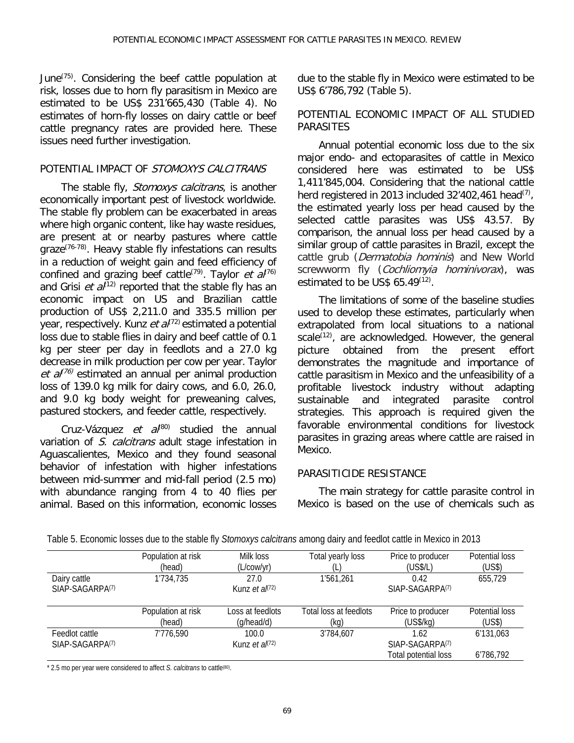June[75]. Considering the beef cattle population at risk, losses due to horn fly parasitism in Mexico are estimated to be US$ 231'665,430 (Table 4). No estimates of horn-fly losses on dairy cattle or beef cattle pregnancy rates are provided here. These issues need further investigation.

## POTENTIAL IMPACT OF *STOMOXYS CALCITRANS*

The stable fly, *Stomoxys calcitrans*, is another economically important pest of livestock worldwide. The stable fly problem can be exacerbated in areas where high organic content, like hay waste residues, are present at or nearby pastures where cattle graze[76-78]. Heavy stable fly infestations can results in a reduction of weight gain and feed efficiency of confined and grazing beef cattle[79]. Taylor *et al*[76] and Grisi *et al*[12] reported that the stable fly has an economic impact on US and Brazilian cattle production of US$ 2,211.0 and 335.5 million per year, respectively. Kunz *et al*[72] estimated a potential loss due to stable flies in dairy and beef cattle of 0.1 kg per steer per day in feedlots and a 27.0 kg decrease in milk production per cow per year. Taylor *et al*[76] estimated an annual per animal production loss of 139.0 kg milk for dairy cows, and 6.0, 26.0, and 9.0 kg body weight for preweaning calves, pastured stockers, and feeder cattle, respectively.

Cruz-Vázquez *et al*[80] studied the annual variation of *S. calcitrans* adult stage infestation in Aguascalientes, Mexico and they found seasonal behavior of infestation with higher infestations between mid-summer and mid-fall period (2.5 mo) with abundance ranging from 4 to 40 flies per animal. Based on this information, economic losses due to the stable fly in Mexico were estimated to be US$ 6'786,792 (Table 5).

## POTENTIAL ECONOMIC IMPACT OF ALL STUDIED PARASITES

Annual potential economic loss due to the six major endo- and ectoparasites of cattle in Mexico considered here was estimated to be US$ 1,411'845,004. Considering that the national cattle herd registered in 2013 included 32'402,461 head[7], the estimated yearly loss per head caused by the selected cattle parasites was US$ 43.57. By comparison, the annual loss per head caused by a similar group of cattle parasites in Brazil, except the cattle grub (*Dermatobia hominis*) and New World screwworm fly (*Cochliomyia hominivorax*), was estimated to be US$ 65.49[12].

The limitations of some of the baseline studies used to develop these estimates, particularly when extrapolated from local situations to a national scale[12], are acknowledged. However, the general picture obtained from the present effort demonstrates the magnitude and importance of cattle parasitism in Mexico and the unfeasibility of a profitable livestock industry without adapting sustainable and integrated parasite control strategies. This approach is required given the favorable environmental conditions for livestock parasites in grazing areas where cattle are raised in Mexico.

## PARASITICIDE RESISTANCE

The main strategy for cattle parasite control in Mexico is based on the use of chemicals such as

Table 5. Economic losses due to the stable fly *Stomoxys calcitrans* among dairy and feedlot cattle in Mexico in 2013

| | Population at risk (head) | Milk loss (L/cow/yr) | Total yearly loss (L) | Price to producer (US$/L) | Potential loss (US$) |
|---|---|---|---|---|---|
| Dairy cattle SIAP-SAGARPA[7] | 1'734,735 | 27.0 Kunz *et al*[72] | 1'561,261 | 0.42 SIAP-SAGARPA[7] | 655,729 |
| | **Population at risk (head)** | **Loss at feedlots (g/head/d)** | **Total loss at feedlots (kg)** | **Price to producer (US$/kg)** | **Potential loss (US$)** |
| Feedlot cattle SIAP-SAGARPA[7] | 7'776,590 | 100.0 Kunz *et al*[72] | 3'784,607 | 1.62 SIAP-SAGARPA[7] | 6'131,063 |
| | | | | Total potential loss | 6'786,792 |

\* 2.5 mo per year were considered to affect *S. calcitrans* to cattle[80].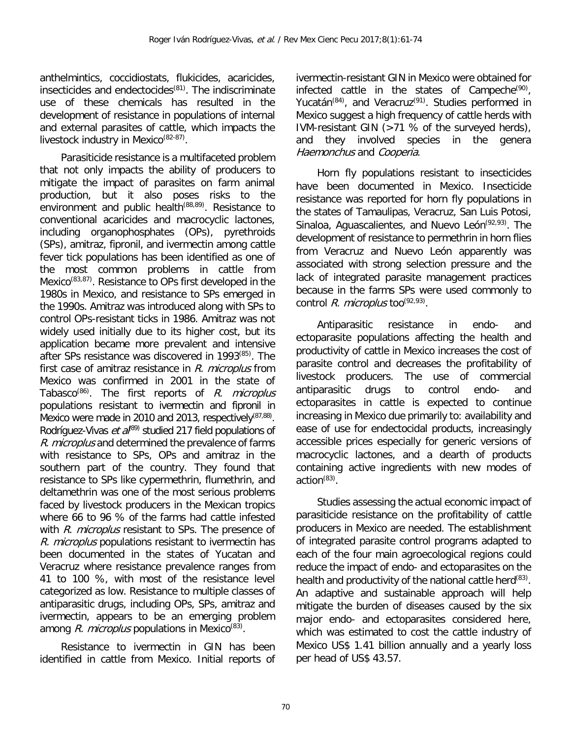anthelmintics, coccidiostats, flukicides, acaricides, insecticides and endectocides[81]. The indiscriminate use of these chemicals has resulted in the development of resistance in populations of internal and external parasites of cattle, which impacts the livestock industry in Mexico[82-87].

Parasiticide resistance is a multifaceted problem that not only impacts the ability of producers to mitigate the impact of parasites on farm animal production, but it also poses risks to the environment and public health[88,89]. Resistance to conventional acaricides and macrocyclic lactones, including organophosphates (OPs), pyrethroids (SPs), amitraz, fipronil, and ivermectin among cattle fever tick populations has been identified as one of the most common problems in cattle from Mexico[83,87]. Resistance to OPs first developed in the 1980s in Mexico, and resistance to SPs emerged in the 1990s. Amitraz was introduced along with SPs to control OPs-resistant ticks in 1986. Amitraz was not widely used initially due to its higher cost, but its application became more prevalent and intensive after SPs resistance was discovered in 1993[85]. The first case of amitraz resistance in *R. microplus* from Mexico was confirmed in 2001 in the state of Tabasco[86]. The first reports of *R. microplus* populations resistant to ivermectin and fipronil in Mexico were made in 2010 and 2013, respectively[87,88]. Rodríguez-Vivas *et al*[89] studied 217 field populations of *R. microplus* and determined the prevalence of farms with resistance to SPs, OPs and amitraz in the southern part of the country. They found that resistance to SPs like cypermethrin, flumethrin, and deltamethrin was one of the most serious problems faced by livestock producers in the Mexican tropics where 66 to 96 % of the farms had cattle infested with *R. microplus* resistant to SPs. The presence of *R. microplus* populations resistant to ivermectin has been documented in the states of Yucatan and Veracruz where resistance prevalence ranges from 41 to 100 %, with most of the resistance level categorized as low. Resistance to multiple classes of antiparasitic drugs, including OPs, SPs, amitraz and ivermectin, appears to be an emerging problem among *R. microplus* populations in Mexico[83].

Resistance to ivermectin in GIN has been identified in cattle from Mexico. Initial reports of ivermectin-resistant GIN in Mexico were obtained for infected cattle in the states of Campeche[90], Yucatán[84], and Veracruz[91]. Studies performed in Mexico suggest a high frequency of cattle herds with IVM-resistant GIN (>71 % of the surveyed herds), and they involved species in the genera *Haemonchus* and *Cooperia*.

Horn fly populations resistant to insecticides have been documented in Mexico. Insecticide resistance was reported for horn fly populations in the states of Tamaulipas, Veracruz, San Luis Potosi, Sinaloa, Aguascalientes, and Nuevo León[92,93]. The development of resistance to permethrin in horn flies from Veracruz and Nuevo León apparently was associated with strong selection pressure and the lack of integrated parasite management practices because in the farms SPs were used commonly to control *R. microplus* too[92,93].

Antiparasitic resistance in endo- and ectoparasite populations affecting the health and productivity of cattle in Mexico increases the cost of parasite control and decreases the profitability of livestock producers. The use of commercial antiparasitic drugs to control endo- and ectoparasites in cattle is expected to continue increasing in Mexico due primarily to: availability and ease of use for endectocidal products, increasingly accessible prices especially for generic versions of macrocyclic lactones, and a dearth of products containing active ingredients with new modes of action[83].

Studies assessing the actual economic impact of parasiticide resistance on the profitability of cattle producers in Mexico are needed. The establishment of integrated parasite control programs adapted to each of the four main agroecological regions could reduce the impact of endo- and ectoparasites on the health and productivity of the national cattle herd[83]. An adaptive and sustainable approach will help mitigate the burden of diseases caused by the six major endo- and ectoparasites considered here, which was estimated to cost the cattle industry of Mexico US$ 1.41 billion annually and a yearly loss per head of US$ 43.57.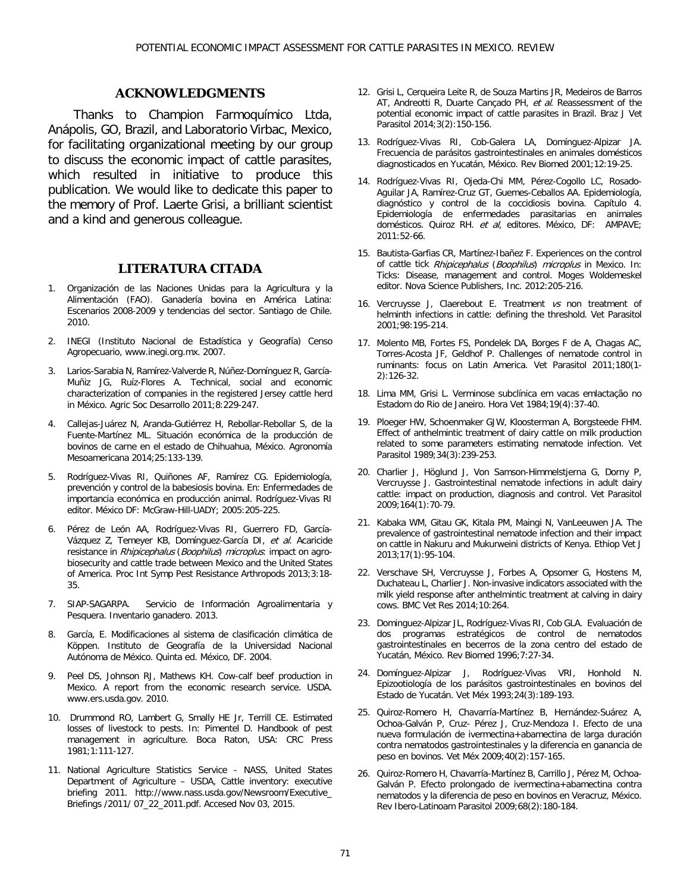## ACKNOWLEDGMENTS

Thanks to Champion Farmoquímico Ltda, Anápolis, GO, Brazil, and Laboratorio Virbac, Mexico, for facilitating organizational meeting by our group to discuss the economic impact of cattle parasites, which resulted in initiative to produce this publication. We would like to dedicate this paper to the memory of Prof. Laerte Grisi, a brilliant scientist and a kind and generous colleague.

## LITERATURA CITADA

1. Organización de las Naciones Unidas para la Agricultura y la Alimentación (FAO). Ganadería bovina en América Latina: Escenarios 2008-2009 y tendencias del sector. Santiago de Chile. 2010.
2. INEGI (Instituto Nacional de Estadística y Geografía) Censo Agropecuario, www.inegi.org.mx. 2007.
3. Larios-Sarabia N, Ramírez-Valverde R, Núñez-Domínguez R, García-Muñiz JG, Ruíz-Flores A. Technical, social and economic characterization of companies in the registered Jersey cattle herd in México. Agric Soc Desarrollo 2011;8:229-247.
4. Callejas-Juárez N, Aranda-Gutiérrez H, Rebollar-Rebollar S, de la Fuente-Martínez ML. Situación económica de la producción de bovinos de carne en el estado de Chihuahua, México. Agronomía Mesoamericana 2014;25:133-139.
5. Rodríguez-Vivas RI, Quiñones AF, Ramírez CG. Epidemiología, prevención y control de la babesiosis bovina. En: Enfermedades de importancia económica en producción animal. Rodríguez-Vivas RI editor. México DF: McGraw-Hill-UADY; 2005:205-225.
6. Pérez de León AA, Rodríguez-Vivas RI, Guerrero FD, García-Vázquez Z, Temeyer KB, Domínguez-García DI, *et al*. Acaricide resistance in *Rhipicephalus* (*Boophilus*) *microplus*: impact on agro-biosecurity and cattle trade between Mexico and the United States of America. Proc Int Symp Pest Resistance Arthropods 2013;3:18-35.
7. SIAP-SAGARPA. Servicio de Información Agroalimentaria y Pesquera. Inventario ganadero. 2013.
8. García, E. Modificaciones al sistema de clasificación climática de Köppen. Instituto de Geografía de la Universidad Nacional Autónoma de México. Quinta ed. México, DF. 2004.
9. Peel DS, Johnson RJ, Mathews KH. Cow-calf beef production in Mexico. A report from the economic research service. USDA. www.ers.usda.gov. 2010.
10. Drummond RO, Lambert G, Smally HE Jr, Terrill CE. Estimated losses of livestock to pests. In: Pimentel D. Handbook of pest management in agriculture. Boca Raton, USA: CRC Press 1981;1:111-127.
11. National Agriculture Statistics Service - NASS, United States Department of Agriculture – USDA, Cattle inventory: executive briefing 2011. http://www.nass.usda.gov/Newsroom/Executive_ Briefings /2011/ 07_22_2011.pdf. Accesed Nov 03, 2015.
12. Grisi L, Cerqueira Leite R, de Souza Martins JR, Medeiros de Barros AT, Andreotti R, Duarte Cançado PH, *et al*. Reassessment of the potential economic impact of cattle parasites in Brazil. Braz J Vet Parasitol 2014;3(2):150-156.
13. Rodríguez-Vivas RI, Cob-Galera LA, Domínguez-Alpizar JA. Frecuencia de parásitos gastrointestinales en animales domésticos diagnosticados en Yucatán, México. Rev Biomed 2001;12:19-25.
14. Rodríguez-Vivas RI, Ojeda-Chi MM, Pérez-Cogollo LC, Rosado-Aguilar JA, Ramírez-Cruz GT, Guemes-Ceballos AA. Epidemiología, diagnóstico y control de la coccidiosis bovina. Capítulo 4. Epidemiología de enfermedades parasitarias en animales domésticos. Quiroz RH. *et al*, editores. México, DF: AMPAVE; 2011:52-66.
15. Bautista-Garfias CR, Martínez-Ibañez F. Experiences on the control of cattle tick *Rhipicephalus* (*Boophilus*) *microplus* in Mexico. In: Ticks: Disease, management and control. Moges Woldemeskel editor. Nova Science Publishers, Inc. 2012:205-216.
16. Vercruysse J, Claerebout E. Treatment *vs* non treatment of helminth infections in cattle: defining the threshold. Vet Parasitol 2001;98:195-214.
17. Molento MB, Fortes FS, Pondelek DA, Borges F de A, Chagas AC, Torres-Acosta JF, Geldhof P. Challenges of nematode control in ruminants: focus on Latin America. Vet Parasitol 2011;180(1-2):126-32.
18. Lima MM, Grisi L. Verminose subclínica em vacas emlactação no Estadom do Rio de Janeiro. Hora Vet 1984;19(4):37-40.
19. Ploeger HW, Schoenmaker GJW, Kloosterman A, Borgsteede FHM. Effect of anthelmintic treatment of dairy cattle on milk production related to some parameters estimating nematode infection. Vet Parasitol 1989;34(3):239-253.
20. Charlier J, Höglund J, Von Samson-Himmelstjerna G, Dorny P, Vercruysse J. Gastrointestinal nematode infections in adult dairy cattle: impact on production, diagnosis and control. Vet Parasitol 2009;164(1):70-79.
21. Kabaka WM, Gitau GK, Kitala PM, Maingi N, VanLeeuwen JA. The prevalence of gastrointestinal nematode infection and their impact on cattle in Nakuru and Mukurweini districts of Kenya. Ethiop Vet J 2013;17(1):95-104.
22. Verschave SH, Vercruysse J, Forbes A, Opsomer G, Hostens M, Duchateau L, Charlier J. Non-invasive indicators associated with the milk yield response after anthelmintic treatment at calving in dairy cows. BMC Vet Res 2014;10:264.
23. Dominguez-Alpizar JL, Rodríguez-Vivas RI, Cob GLA. Evaluación de dos programas estratégicos de control de nematodos gastrointestinales en becerros de la zona centro del estado de Yucatán, México. Rev Biomed 1996;7:27-34.
24. Domínguez-Alpizar J, Rodríguez-Vivas VRI, Honhold N. Epizootiología de los parásitos gastrointestinales en bovinos del Estado de Yucatán. Vet Méx 1993;24(3):189-193.
25. Quiroz-Romero H, Chavarría-Martínez B, Hernández-Suárez A, Ochoa-Galván P, Cruz- Pérez J, Cruz-Mendoza I. Efecto de una nueva formulación de ivermectina+abamectina de larga duración contra nematodos gastrointestinales y la diferencia en ganancia de peso en bovinos. Vet Méx 2009;40(2):157-165.
26. Quiroz-Romero H, Chavarría-Martínez B, Carrillo J, Pérez M, Ochoa-Galván P. Efecto prolongado de ivermectina+abamectina contra nematodos y la diferencia de peso en bovinos en Veracruz, México. Rev Ibero-Latinoam Parasitol 2009;68(2):180-184.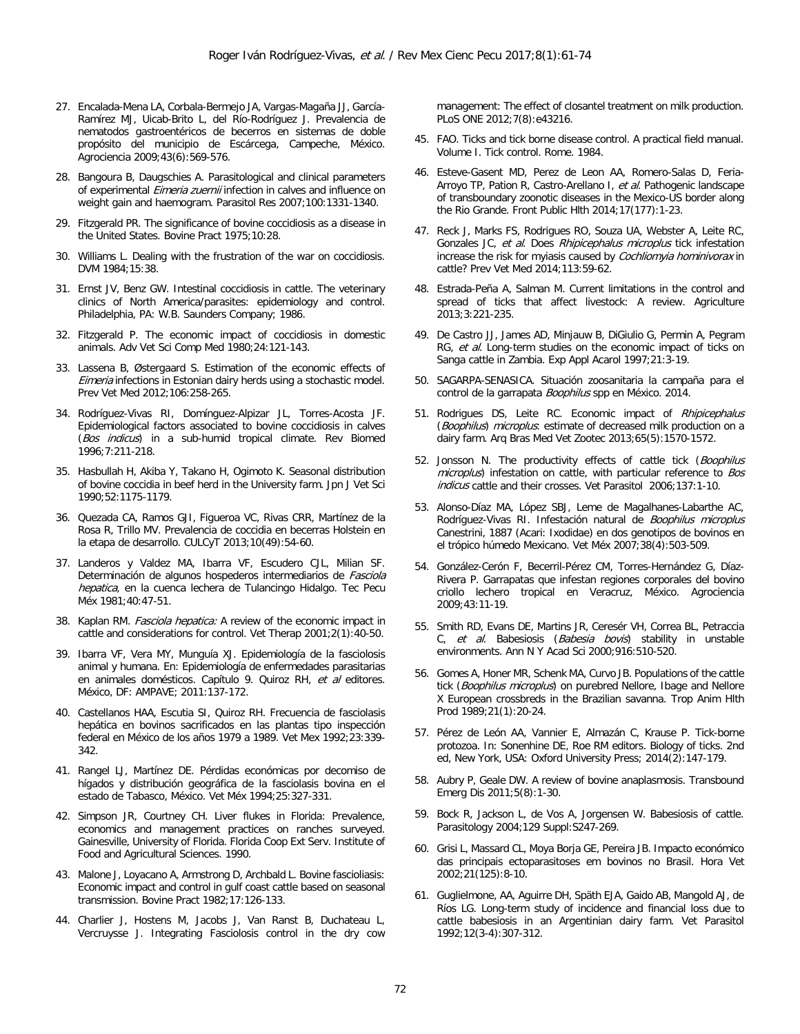27. Encalada-Mena LA, Corbala-Bermejo JA, Vargas-Magaña JJ, García-Ramírez MJ, Uicab-Brito L, del Río-Rodríguez J. Prevalencia de nematodos gastroentéricos de becerros en sistemas de doble propósito del municipio de Escárcega, Campeche, México. Agrociencia 2009;43(6):569-576.

28. Bangoura B, Daugschies A. Parasitological and clinical parameters of experimental *Eimeria zuernii* infection in calves and influence on weight gain and haemogram. Parasitol Res 2007;100:1331-1340.

29. Fitzgerald PR. The significance of bovine coccidiosis as a disease in the United States. Bovine Pract 1975;10:28.

30. Williams L. Dealing with the frustration of the war on coccidiosis. DVM 1984;15:38.

31. Ernst JV, Benz GW. Intestinal coccidiosis in cattle. The veterinary clinics of North America/parasites: epidemiology and control. Philadelphia, PA: W.B. Saunders Company; 1986.

32. Fitzgerald P. The economic impact of coccidiosis in domestic animals. Adv Vet Sci Comp Med 1980;24:121-143.

33. Lassena B, Østergaard S. Estimation of the economic effects of *Eimeria* infections in Estonian dairy herds using a stochastic model. Prev Vet Med 2012;106:258-265.

34. Rodríguez-Vivas RI, Domínguez-Alpizar JL, Torres-Acosta JF. Epidemiological factors associated to bovine coccidiosis in calves (*Bos indicus*) in a sub-humid tropical climate. Rev Biomed 1996;7:211-218.

35. Hasbullah H, Akiba Y, Takano H, Ogimoto K. Seasonal distribution of bovine coccidia in beef herd in the University farm. Jpn J Vet Sci 1990;52:1175-1179.

36. Quezada CA, Ramos GJI, Figueroa VC, Rivas CRR, Martínez de la Rosa R, Trillo MV. Prevalencia de coccidia en becerras Holstein en la etapa de desarrollo. CULCyT 2013;10(49):54-60.

37. Landeros y Valdez MA, Ibarra VF, Escudero CJL, Milian SF. Determinación de algunos hospederos intermediarios de *Fasciola hepatica*, en la cuenca lechera de Tulancingo Hidalgo. Tec Pecu Méx 1981;40:47-51.

38. Kaplan RM. *Fasciola hepatica:* A review of the economic impact in cattle and considerations for control. Vet Therap 2001;2(1):40-50.

39. Ibarra VF, Vera MY, Munguía XJ. Epidemiología de la fasciolosis animal y humana. En: Epidemiología de enfermedades parasitarias en animales domésticos. Capítulo 9. Quiroz RH, *et al* editores. México, DF: AMPAVE; 2011:137-172.

40. Castellanos HAA, Escutia SI, Quiroz RH. Frecuencia de fasciolasis hepática en bovinos sacrificados en las plantas tipo inspección federal en México de los años 1979 a 1989. Vet Mex 1992;23:339-342.

41. Rangel LJ, Martínez DE. Pérdidas económicas por decomiso de hígados y distribución geográfica de la fasciolasis bovina en el estado de Tabasco, México. Vet Méx 1994;25:327-331.

42. Simpson JR, Courtney CH. Liver flukes in Florida: Prevalence, economics and management practices on ranches surveyed. Gainesville, University of Florida. Florida Coop Ext Serv. Institute of Food and Agricultural Sciences. 1990.

43. Malone J, Loyacano A, Armstrong D, Archbald L. Bovine fascioliasis: Economic impact and control in gulf coast cattle based on seasonal transmission. Bovine Pract 1982;17:126-133.

44. Charlier J, Hostens M, Jacobs J, Van Ranst B, Duchateau L, Vercruysse J. Integrating Fasciolosis control in the dry cow management: The effect of closantel treatment on milk production. PLoS ONE 2012;7(8):e43216.

45. FAO. Ticks and tick borne disease control. A practical field manual. Volume I. Tick control. Rome. 1984.

46. Esteve-Gasent MD, Perez de Leon AA, Romero-Salas D, Feria-Arroyo TP, Pation R, Castro-Arellano I, *et al*. Pathogenic landscape of transboundary zoonotic diseases in the Mexico-US border along the Rio Grande. Front Public Hlth 2014;17(177):1-23.

47. Reck J, Marks FS, Rodrigues RO, Souza UA, Webster A, Leite RC, Gonzales JC, *et al*. Does *Rhipicephalus microplus* tick infestation increase the risk for myiasis caused by *Cochliomyia hominivorax* in cattle? Prev Vet Med 2014;113:59-62.

48. Estrada-Peña A, Salman M. Current limitations in the control and spread of ticks that affect livestock: A review. Agriculture 2013;3:221-235.

49. De Castro JJ, James AD, Minjauw B, DiGiulio G, Permin A, Pegram RG, *et al*. Long-term studies on the economic impact of ticks on Sanga cattle in Zambia. Exp Appl Acarol 1997;21:3-19.

50. SAGARPA-SENASICA. Situación zoosanitaria la campaña para el control de la garrapata *Boophilus* spp en México. 2014.

51. Rodrigues DS, Leite RC. Economic impact of *Rhipicephalus* (*Boophilus*) *microplus*: estimate of decreased milk production on a dairy farm. Arq Bras Med Vet Zootec 2013;65(5):1570-1572.

52. Jonsson N. The productivity effects of cattle tick (*Boophilus microplus*) infestation on cattle, with particular reference to *Bos indicus* cattle and their crosses. Vet Parasitol 2006;137:1-10.

53. Alonso-Díaz MA, López SBJ, Leme de Magalhanes-Labarthe AC, Rodríguez-Vivas RI. Infestación natural de *Boophilus microplus* Canestrini, 1887 (Acari: Ixodidae) en dos genotipos de bovinos en el trópico húmedo Mexicano. Vet Méx 2007;38(4):503-509.

54. González-Cerón F, Becerril-Pérez CM, Torres-Hernández G, Díaz-Rivera P. Garrapatas que infestan regiones corporales del bovino criollo lechero tropical en Veracruz, México. Agrociencia 2009;43:11-19.

55. Smith RD, Evans DE, Martins JR, Ceresér VH, Correa BL, Petraccia C, *et al*. Babesiosis (*Babesia bovis*) stability in unstable environments. Ann N Y Acad Sci 2000;916:510-520.

56. Gomes A, Honer MR, Schenk MA, Curvo JB. Populations of the cattle tick (*Boophilus microplus*) on purebred Nellore, Ibage and Nellore X European crossbreds in the Brazilian savanna. Trop Anim Hlth Prod 1989;21(1):20-24.

57. Pérez de León AA, Vannier E, Almazán C, Krause P. Tick-borne protozoa. In: Sonenhine DE, Roe RM editors. Biology of ticks. 2nd ed, New York, USA: Oxford University Press; 2014(2):147-179.

58. Aubry P, Geale DW. A review of bovine anaplasmosis. Transbound Emerg Dis 2011;5(8):1-30.

59. Bock R, Jackson L, de Vos A, Jorgensen W. Babesiosis of cattle. Parasitology 2004;129 Suppl:S247-269.

60. Grisi L, Massard CL, Moya Borja GE, Pereira JB. Impacto económico das principais ectoparasitoses em bovinos no Brasil. Hora Vet 2002;21(125):8-10.

61. Guglielmone, AA, Aguirre DH, Späth EJA, Gaido AB, Mangold AJ, de Ríos LG. Long-term study of incidence and financial loss due to cattle babesiosis in an Argentinian dairy farm. Vet Parasitol 1992;12(3-4):307-312.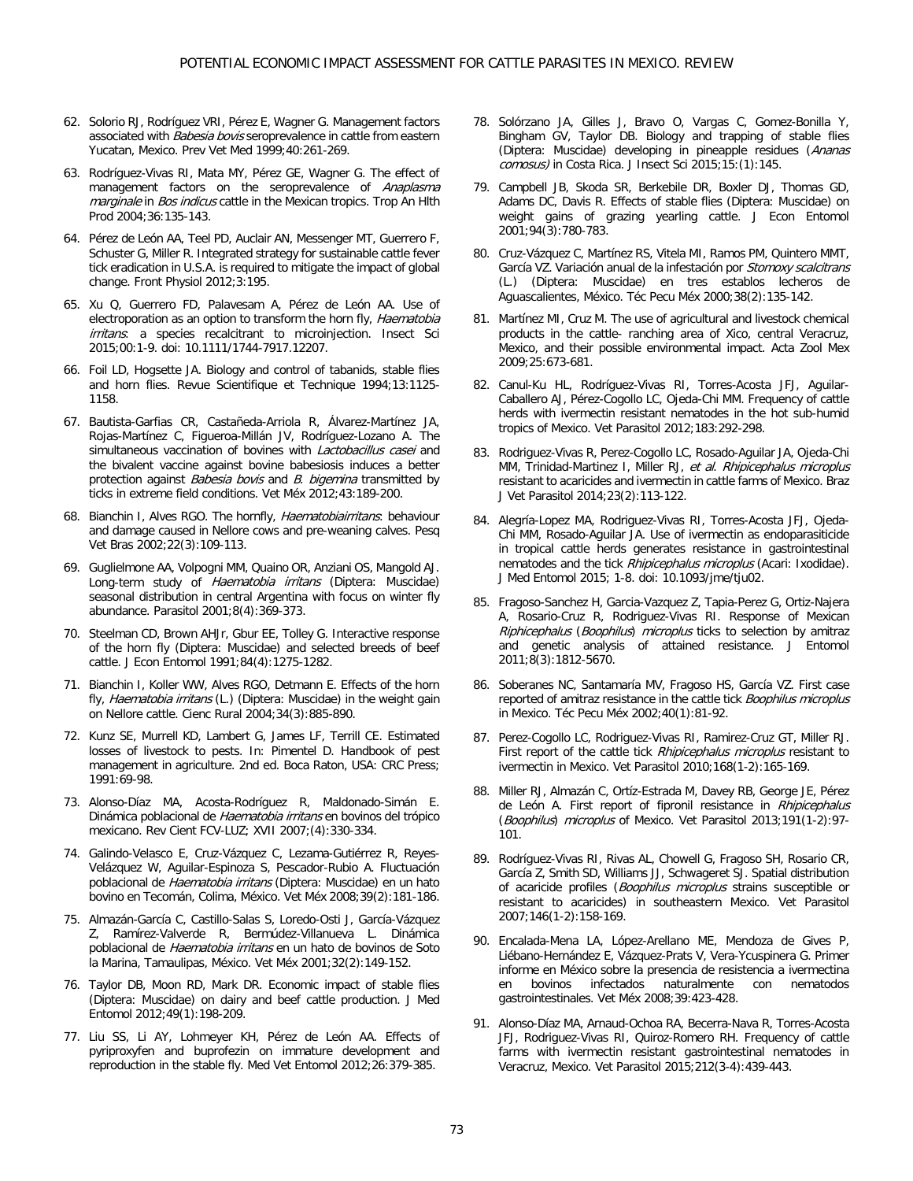62. Solorio RJ, Rodríguez VRI, Pérez E, Wagner G. Management factors associated with *Babesia bovis* seroprevalence in cattle from eastern Yucatan, Mexico. Prev Vet Med 1999;40:261-269.

63. Rodríguez-Vivas RI, Mata MY, Pérez GE, Wagner G. The effect of management factors on the seroprevalence of *Anaplasma marginale* in *Bos indicus* cattle in the Mexican tropics. Trop An Hlth Prod 2004;36:135-143.

64. Pérez de León AA, Teel PD, Auclair AN, Messenger MT, Guerrero F, Schuster G, Miller R. Integrated strategy for sustainable cattle fever tick eradication in U.S.A. is required to mitigate the impact of global change. Front Physiol 2012;3:195.

65. Xu Q, Guerrero FD, Palavesam A, Pérez de León AA. Use of electroporation as an option to transform the horn fly, *Haematobia irritans*: a species recalcitrant to microinjection. Insect Sci 2015;00:1-9. doi: 10.1111/1744-7917.12207.

66. Foil LD, Hogsette JA. Biology and control of tabanids, stable flies and horn flies. Revue Scientifique et Technique 1994;13:1125-1158.

67. Bautista-Garfias CR, Castañeda-Arriola R, Álvarez-Martínez JA, Rojas-Martínez C, Figueroa-Millán JV, Rodríguez-Lozano A. The simultaneous vaccination of bovines with *Lactobacillus casei* and the bivalent vaccine against bovine babesiosis induces a better protection against *Babesia bovis* and *B. bigemina* transmitted by ticks in extreme field conditions. Vet Méx 2012;43:189-200.

68. Bianchin I, Alves RGO. The hornfly, *Haematobiairritans*: behaviour and damage caused in Nellore cows and pre-weaning calves. Pesq Vet Bras 2002;22(3):109-113.

69. Guglielmone AA, Volpogni MM, Quaino OR, Anziani OS, Mangold AJ. Long-term study of *Haematobia irritans* (Diptera: Muscidae) seasonal distribution in central Argentina with focus on winter fly abundance. Parasitol 2001;8(4):369-373.

70. Steelman CD, Brown AHJr, Gbur EE, Tolley G. Interactive response of the horn fly (Diptera: Muscidae) and selected breeds of beef cattle. J Econ Entomol 1991;84(4):1275-1282.

71. Bianchin I, Koller WW, Alves RGO, Detmann E. Effects of the horn fly, *Haematobia irritans* (L.) (Diptera: Muscidae) in the weight gain on Nellore cattle. Cienc Rural 2004;34(3):885-890.

72. Kunz SE, Murrell KD, Lambert G, James LF, Terrill CE. Estimated losses of livestock to pests. In: Pimentel D. Handbook of pest management in agriculture. 2nd ed. Boca Raton, USA: CRC Press; 1991:69-98.

73. Alonso-Díaz MA, Acosta-Rodríguez R, Maldonado-Simán E. Dinámica poblacional de *Haematobia irritans* en bovinos del trópico mexicano. Rev Cient FCV-LUZ; XVII 2007;(4):330-334.

74. Galindo-Velasco E, Cruz-Vázquez C, Lezama-Gutiérrez R, Reyes-Velázquez W, Aguilar-Espinoza S, Pescador-Rubio A. Fluctuación poblacional de *Haematobia irritans* (Diptera: Muscidae) en un hato bovino en Tecomán, Colima, México. Vet Méx 2008;39(2):181-186.

75. Almazán-García C, Castillo-Salas S, Loredo-Osti J, García-Vázquez Z, Ramírez-Valverde R, Bermúdez-Villanueva L. Dinámica poblacional de *Haematobia irritans* en un hato de bovinos de Soto la Marina, Tamaulipas, México. Vet Méx 2001;32(2):149-152.

76. Taylor DB, Moon RD, Mark DR. Economic impact of stable flies (Diptera: Muscidae) on dairy and beef cattle production. J Med Entomol 2012;49(1):198-209.

77. Liu SS, Li AY, Lohmeyer KH, Pérez de León AA. Effects of pyriproxyfen and buprofezin on immature development and reproduction in the stable fly. Med Vet Entomol 2012;26:379-385.

78. Solórzano JA, Gilles J, Bravo O, Vargas C, Gomez-Bonilla Y, Bingham GV, Taylor DB. Biology and trapping of stable flies (Diptera: Muscidae) developing in pineapple residues (*Ananas comosus)* in Costa Rica. J Insect Sci 2015;15:(1):145.

79. Campbell JB, Skoda SR, Berkebile DR, Boxler DJ, Thomas GD, Adams DC, Davis R. Effects of stable flies (Diptera: Muscidae) on weight gains of grazing yearling cattle. J Econ Entomol 2001;94(3):780-783.

80. Cruz-Vázquez C, Martínez RS, Vitela MI, Ramos PM, Quintero MMT, García VZ. Variación anual de la infestación por *Stomoxy scalcitrans* (L.) (Diptera: Muscidae) en tres establos lecheros de Aguascalientes, México. Téc Pecu Méx 2000;38(2):135-142.

81. Martínez MI, Cruz M. The use of agricultural and livestock chemical products in the cattle- ranching area of Xico, central Veracruz, Mexico, and their possible environmental impact. Acta Zool Mex 2009;25:673-681.

82. Canul-Ku HL, Rodríguez-Vivas RI, Torres-Acosta JFJ, Aguilar-Caballero AJ, Pérez-Cogollo LC, Ojeda-Chi MM. Frequency of cattle herds with ivermectin resistant nematodes in the hot sub-humid tropics of Mexico. Vet Parasitol 2012;183:292-298.

83. Rodriguez-Vivas R, Perez-Cogollo LC, Rosado-Aguilar JA, Ojeda-Chi MM, Trinidad-Martinez I, Miller RJ, *et al*. *Rhipicephalus microplus* resistant to acaricides and ivermectin in cattle farms of Mexico. Braz J Vet Parasitol 2014;23(2):113-122.

84. Alegría-Lopez MA, Rodriguez-Vivas RI, Torres-Acosta JFJ, Ojeda-Chi MM, Rosado-Aguilar JA. Use of ivermectin as endoparasiticide in tropical cattle herds generates resistance in gastrointestinal nematodes and the tick *Rhipicephalus microplus* (Acari: Ixodidae). J Med Entomol 2015; 1-8. doi: 10.1093/jme/tju02.

85. Fragoso-Sanchez H, Garcia-Vazquez Z, Tapia-Perez G, Ortiz-Najera A, Rosario-Cruz R, Rodriguez-Vivas RI. Response of Mexican *Riphicephalus* (*Boophilus*) *microplus* ticks to selection by amitraz and genetic analysis of attained resistance. J Entomol 2011;8(3):1812-5670.

86. Soberanes NC, Santamaría MV, Fragoso HS, García VZ. First case reported of amitraz resistance in the cattle tick *Boophilus microplus* in Mexico. Téc Pecu Méx 2002;40(1):81-92.

87. Perez-Cogollo LC, Rodriguez-Vivas RI, Ramirez-Cruz GT, Miller RJ. First report of the cattle tick *Rhipicephalus microplus* resistant to ivermectin in Mexico. Vet Parasitol 2010;168(1-2):165-169.

88. Miller RJ, Almazán C, Ortíz-Estrada M, Davey RB, George JE, Pérez de León A. First report of fipronil resistance in *Rhipicephalus* (*Boophilus*) *microplus* of Mexico. Vet Parasitol 2013;191(1-2):97-101.

89. Rodríguez-Vivas RI, Rivas AL, Chowell G, Fragoso SH, Rosario CR, García Z, Smith SD, Williams JJ, Schwageret SJ. Spatial distribution of acaricide profiles (*Boophilus microplus* strains susceptible or resistant to acaricides) in southeastern Mexico. Vet Parasitol 2007;146(1-2):158-169.

90. Encalada-Mena LA, López-Arellano ME, Mendoza de Gives P, Liébano-Hernández E, Vázquez-Prats V, Vera-Ycuspinera G. Primer informe en México sobre la presencia de resistencia a ivermectina en bovinos infectados naturalmente con nematodos gastrointestinales. Vet Méx 2008;39:423-428.

91. Alonso-Díaz MA, Arnaud-Ochoa RA, Becerra-Nava R, Torres-Acosta JFJ, Rodriguez-Vivas RI, Quiroz-Romero RH. Frequency of cattle farms with ivermectin resistant gastrointestinal nematodes in Veracruz, Mexico. Vet Parasitol 2015;212(3-4):439-443.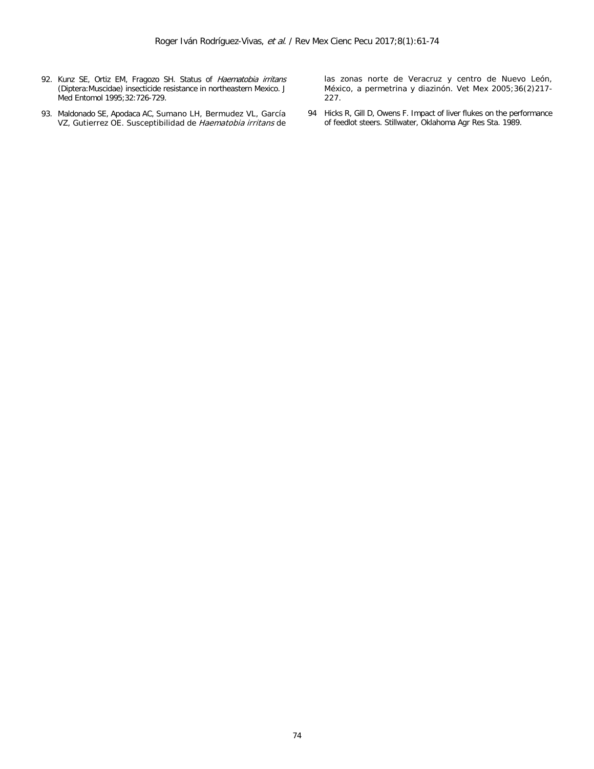92. Kunz SE, Ortiz EM, Fragozo SH. Status of *Haematobia irritans* (Diptera:Muscidae) insecticide resistance in northeastern Mexico. J Med Entomol 1995;32:726-729.

93. Maldonado SE, Apodaca AC, Sumano LH, Bermudez VL, García VZ, Gutierrez OE. Susceptibilidad de *Haematobia irritans* de las zonas norte de Veracruz y centro de Nuevo León, México, a permetrina y diazinón. Vet Mex 2005;36(2)217-227.

94 Hicks R, Gill D, Owens F. Impact of liver flukes on the performance of feedlot steers. Stillwater, Oklahoma Agr Res Sta. 1989.